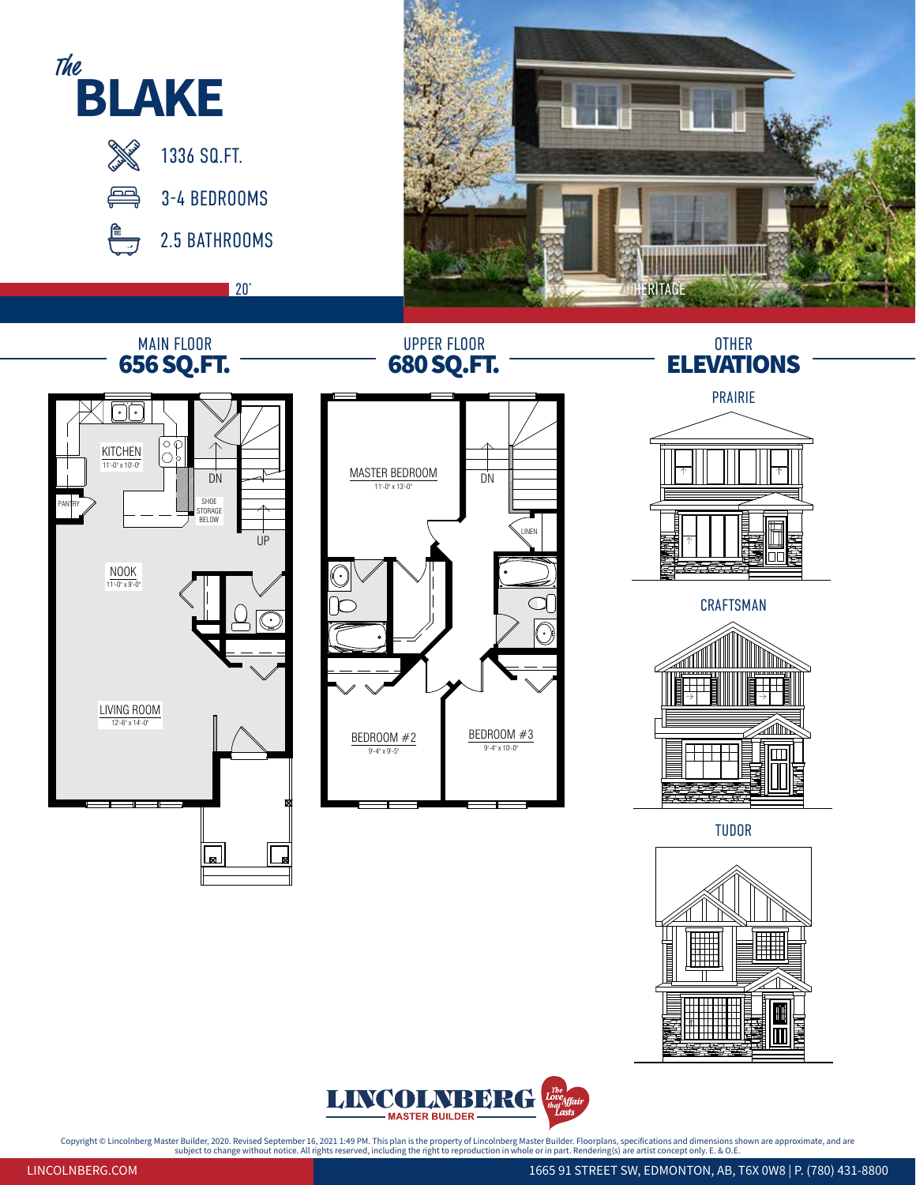# *The* BLAKE

- 1336 SQ.FT.
- 3-4 BEDROOMS
- 2.5 BATHROOMS

20'

HERITAGE

## MAIN FLOOR 656 SQ.FT.

KITCHEN 11'-0" x 10'-0"

PANTRY

DN

SHOE STORAGE BELOW

UP

NOOK 11'-0" x 9'-0"

LIVING ROOM 12'-6" x 14'-0"

## UPPER FLOOR 680 SQ.FT.

MASTER BEDROOM 11'-0" x 13'-0"

DN

LINEN

BEDROOM #2 9'-4" x 9'-5"

BEDROOM #3 9'-4" x 10'-0"

## OTHER ELEVATIONS

PRAIRIE

CRAFTSMAN

TUDOR

LINCOLNBERG MASTER BUILDER — The Love Affair that Lasts

Copyright © Lincolnberg Master Builder, 2020. Revised September 16, 2021 1:49 PM. This plan is the property of Lincolnberg Master Builder. Floorplans, specifications and dimensions shown are approximate, and are subject to change without notice. All rights reserved, including the right to reproduction in whole or in part. Rendering(s) are artist concept only. E. & O.E.

LINCOLNBERG.COM 1665 91 STREET SW, EDMONTON, AB, T6X 0W8 | P. (780) 431-8800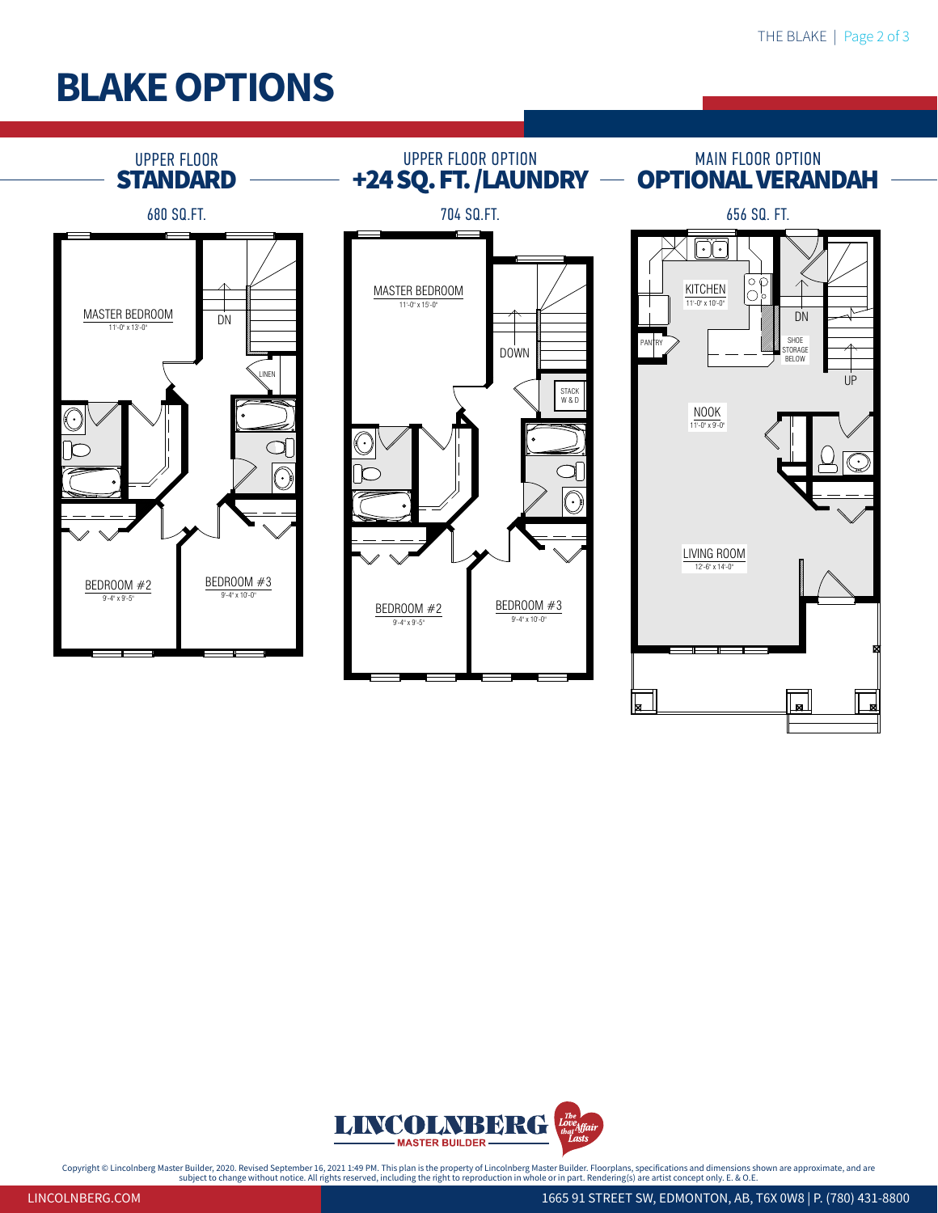# BLAKE OPTIONS

## UPPER FLOOR STANDARD

680 SQ.FT.

MASTER BEDROOM
11'-0" x 13'-0"

DN

LINEN

BEDROOM #2
9'-4" x 9'-5"

BEDROOM #3
9'-4" x 10'-0"

## UPPER FLOOR OPTION +24 SQ. FT. /LAUNDRY

704 SQ.FT.

MASTER BEDROOM
11'-0" x 15'-0"

DOWN

STACK W & D

BEDROOM #2
9'-4" x 9'-5"

BEDROOM #3
9'-4" x 10'-0"

## MAIN FLOOR OPTION OPTIONAL VERANDAH

656 SQ. FT.

KITCHEN
11'-0" x 10'-0"

PANTRY

DN

SHOE STORAGE BELOW

UP

NOOK
11'-0" x 9'-0"

LIVING ROOM
12'-6" x 14'-0"

LINCOLNBERG MASTER BUILDER — The Love Affair that Lasts

Copyright © Lincolnberg Master Builder, 2020. Revised September 16, 2021 1:49 PM. This plan is the property of Lincolnberg Master Builder. Floorplans, specifications and dimensions shown are approximate, and are subject to change without notice. All rights reserved, including the right to reproduction in whole or in part. Rendering(s) are artist concept only. E. & O.E.

LINCOLNBERG.COM — 1665 91 STREET SW, EDMONTON, AB, T6X 0W8 | P. (780) 431-8800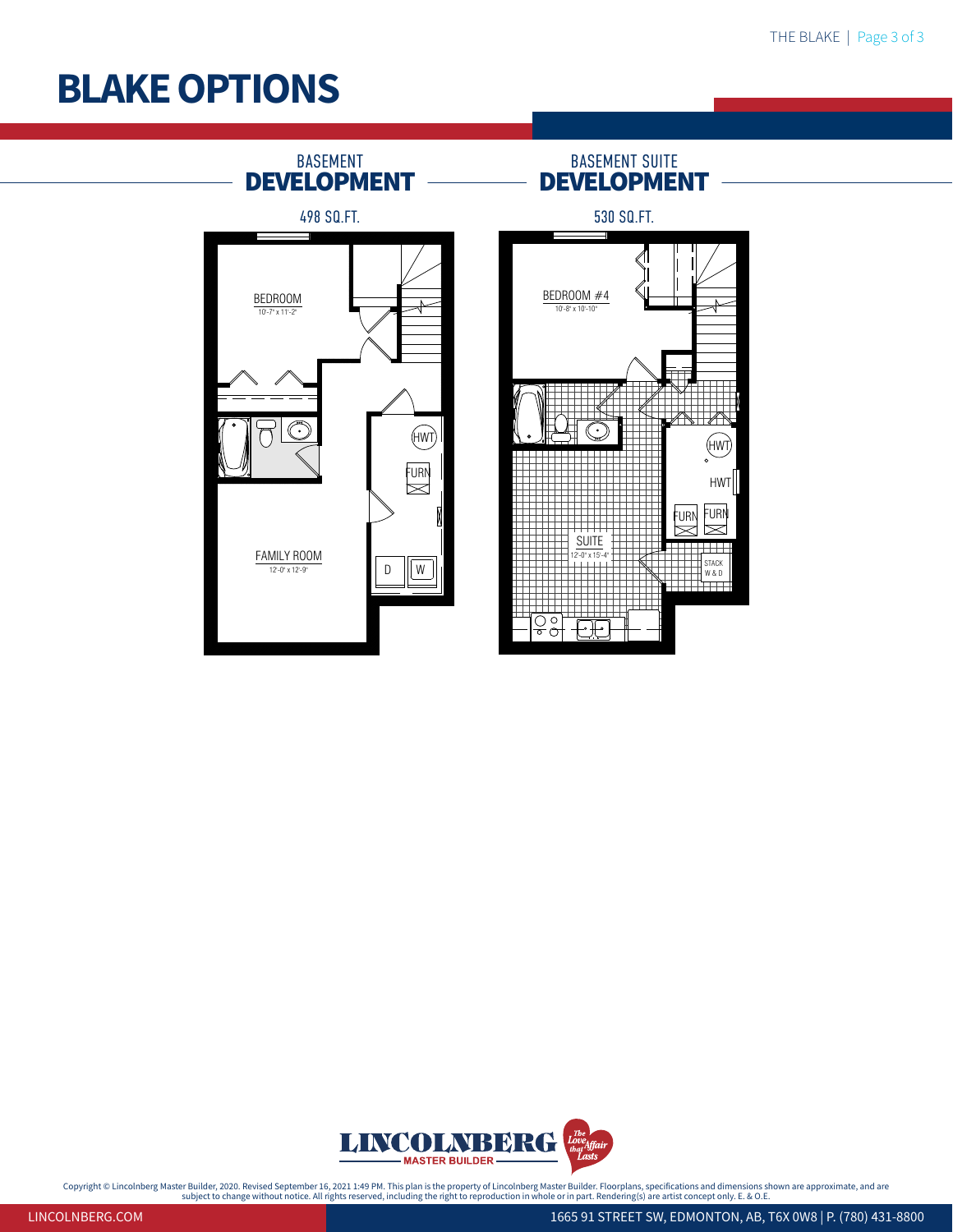# BLAKE OPTIONS

## BASEMENT DEVELOPMENT

498 SQ.FT.

BEDROOM
10'-7" x 11'-2"

FAMILY ROOM
12'-0" x 12'-9"

HWT
FURN
D
W

## BASEMENT SUITE DEVELOPMENT

530 SQ.FT.

BEDROOM #4
10'-8" x 10'-10"

SUITE
12'-0" x 15'-4"

HWT
HWT
FURN
FURN
STACK W & D

Copyright © Lincolnberg Master Builder, 2020. Revised September 16, 2021 1:49 PM. This plan is the property of Lincolnberg Master Builder. Floorplans, specifications and dimensions shown are approximate, and are subject to change without notice. All rights reserved, including the right to reproduction in whole or in part. Rendering(s) are artist concept only. E. & O.E.

LINCOLNBERG.COM

1665 91 STREET SW, EDMONTON, AB, T6X 0W8 | P. (780) 431-8800